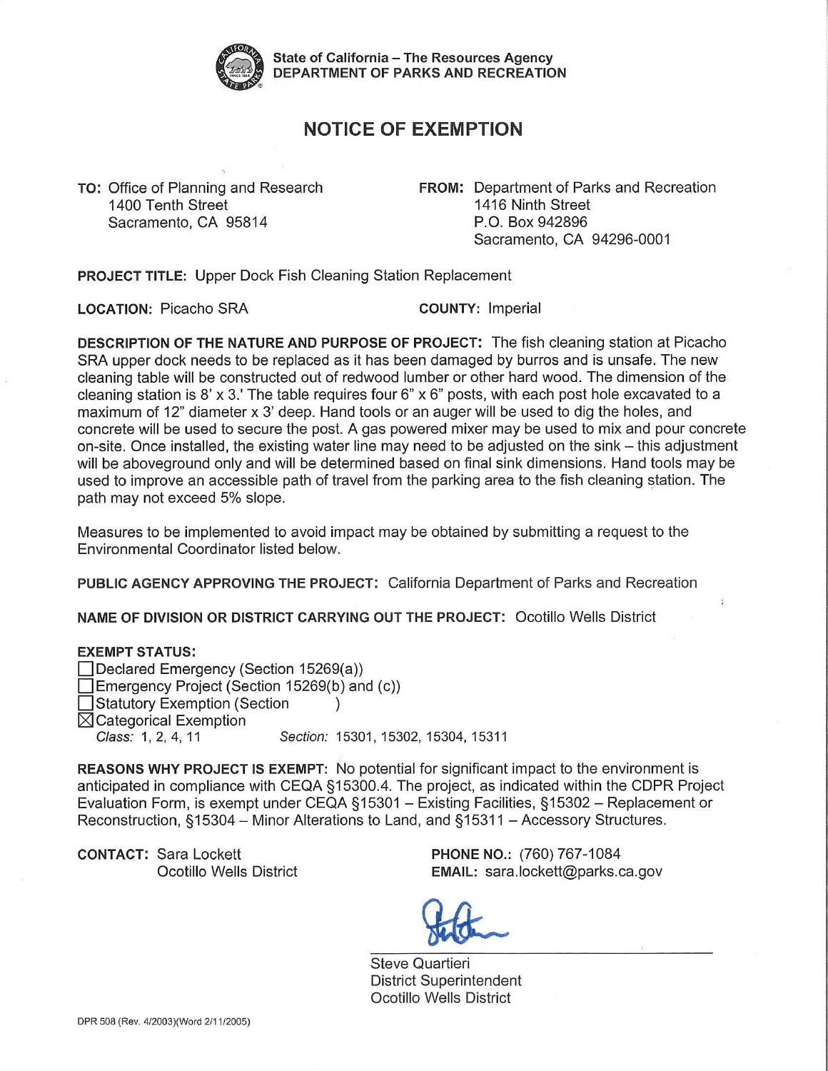State of California – The Resources Agency
**DEPARTMENT OF PARKS AND RECREATION**

# NOTICE OF EXEMPTION

**TO:** Office of Planning and Research
1400 Tenth Street
Sacramento, CA 95814

**FROM:** Department of Parks and Recreation
1416 Ninth Street
P.O. Box 942896
Sacramento, CA 94296-0001

**PROJECT TITLE:** Upper Dock Fish Cleaning Station Replacement

**LOCATION:** Picacho SRA

**COUNTY:** Imperial

**DESCRIPTION OF THE NATURE AND PURPOSE OF PROJECT:** The fish cleaning station at Picacho SRA upper dock needs to be replaced as it has been damaged by burros and is unsafe. The new cleaning table will be constructed out of redwood lumber or other hard wood. The dimension of the cleaning station is 8' x 3.' The table requires four 6" x 6" posts, with each post hole excavated to a maximum of 12" diameter x 3' deep. Hand tools or an auger will be used to dig the holes, and concrete will be used to secure the post. A gas powered mixer may be used to mix and pour concrete on-site. Once installed, the existing water line may need to be adjusted on the sink – this adjustment will be aboveground only and will be determined based on final sink dimensions. Hand tools may be used to improve an accessible path of travel from the parking area to the fish cleaning station. The path may not exceed 5% slope.

Measures to be implemented to avoid impact may be obtained by submitting a request to the Environmental Coordinator listed below.

**PUBLIC AGENCY APPROVING THE PROJECT:** California Department of Parks and Recreation

**NAME OF DIVISION OR DISTRICT CARRYING OUT THE PROJECT:** Ocotillo Wells District

**EXEMPT STATUS:**

☐ Declared Emergency (Section 15269(a))
☐ Emergency Project (Section 15269(b) and (c))
☐ Statutory Exemption (Section )
☒ Categorical Exemption
*Class:* 1, 2, 4, 11 *Section:* 15301, 15302, 15304, 15311

**REASONS WHY PROJECT IS EXEMPT:** No potential for significant impact to the environment is anticipated in compliance with CEQA §15300.4. The project, as indicated within the CDPR Project Evaluation Form, is exempt under CEQA §15301 – Existing Facilities, §15302 – Replacement or Reconstruction, §15304 – Minor Alterations to Land, and §15311 – Accessory Structures.

**CONTACT:** Sara Lockett
Ocotillo Wells District

**PHONE NO.:** (760) 767-1084
**EMAIL:** sara.lockett@parks.ca.gov

Steve Quartieri
District Superintendent
Ocotillo Wells District

DPR 508 (Rev. 4/2003)(Word 2/11/2005)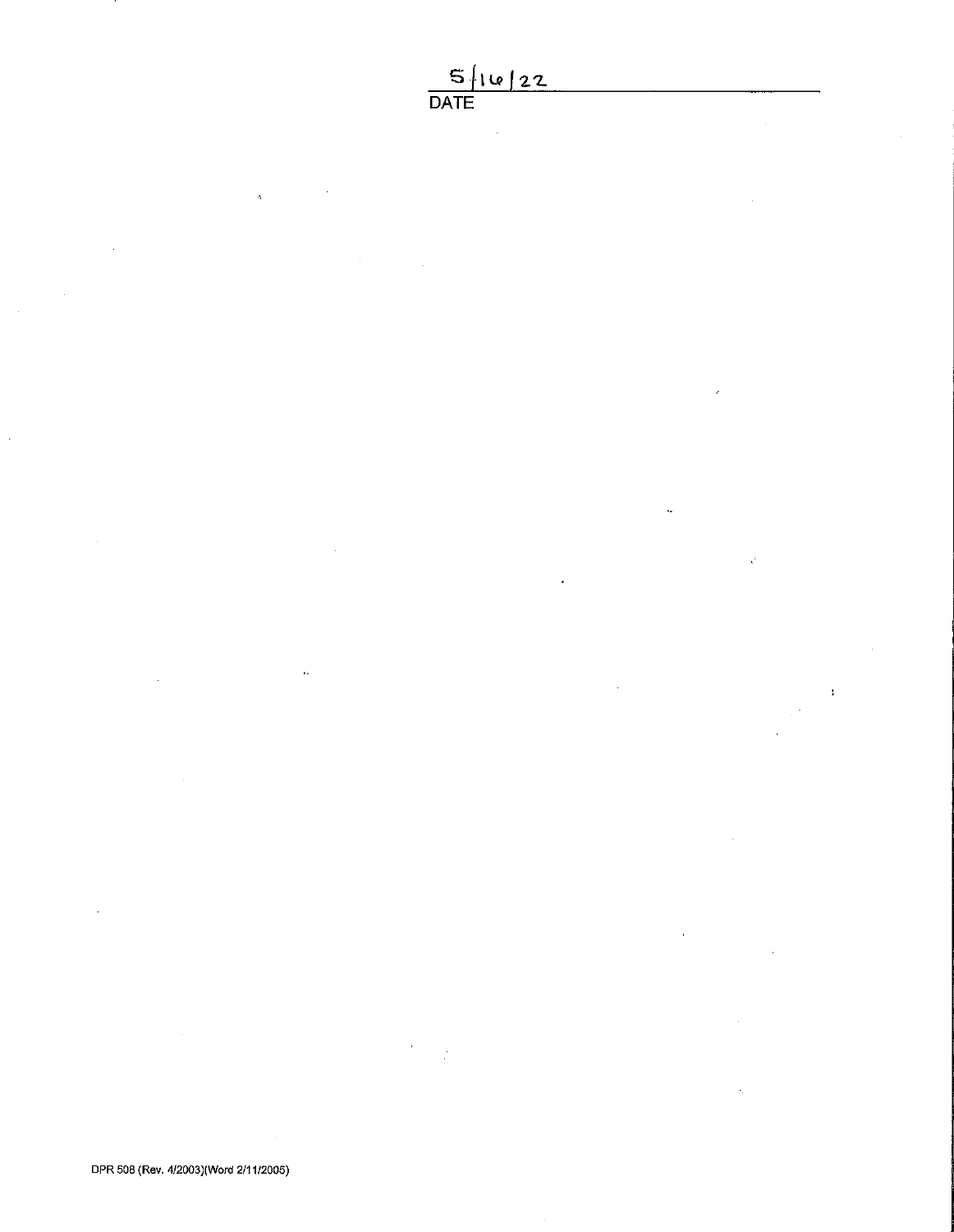5/16/22

DATE

DPR 508 (Rev. 4/2003)(Word 2/11/2005)